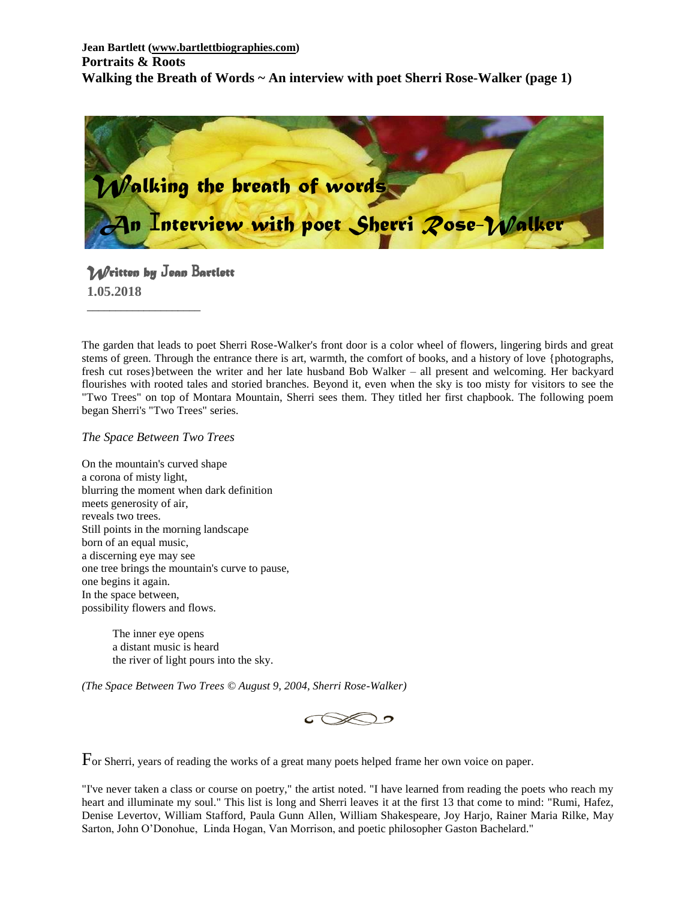**Jean Bartlett (www.bartlettbiographies.com)**
**Portraits & Roots**
**Walking the Breath of Words ~ An interview with poet Sherri Rose-Walker (page 1)**

# Walking the breath of words
## An Interview with poet Sherri Rose-Walker

Written by Jean Bartlett
**1.05.2018**

---

The garden that leads to poet Sherri Rose-Walker's front door is a color wheel of flowers, lingering birds and great stems of green. Through the entrance there is art, warmth, the comfort of books, and a history of love {photographs, fresh cut roses}between the writer and her late husband Bob Walker – all present and welcoming. Her backyard flourishes with rooted tales and storied branches. Beyond it, even when the sky is too misty for visitors to see the "Two Trees" on top of Montara Mountain, Sherri sees them. They titled her first chapbook. The following poem began Sherri's "Two Trees" series.

*The Space Between Two Trees*

On the mountain's curved shape
a corona of misty light,
blurring the moment when dark definition
meets generosity of air,
reveals two trees.
Still points in the morning landscape
born of an equal music,
a discerning eye may see
one tree brings the mountain's curve to pause,
one begins it again.
In the space between,
possibility flowers and flows.

> The inner eye opens
> a distant music is heard
> the river of light pours into the sky.

*(The Space Between Two Trees © August 9, 2004, Sherri Rose-Walker)*

For Sherri, years of reading the works of a great many poets helped frame her own voice on paper.

"I've never taken a class or course on poetry," the artist noted. "I have learned from reading the poets who reach my heart and illuminate my soul." This list is long and Sherri leaves it at the first 13 that come to mind: "Rumi, Hafez, Denise Levertov, William Stafford, Paula Gunn Allen, William Shakespeare, Joy Harjo, Rainer Maria Rilke, May Sarton, John O'Donohue, Linda Hogan, Van Morrison, and poetic philosopher Gaston Bachelard."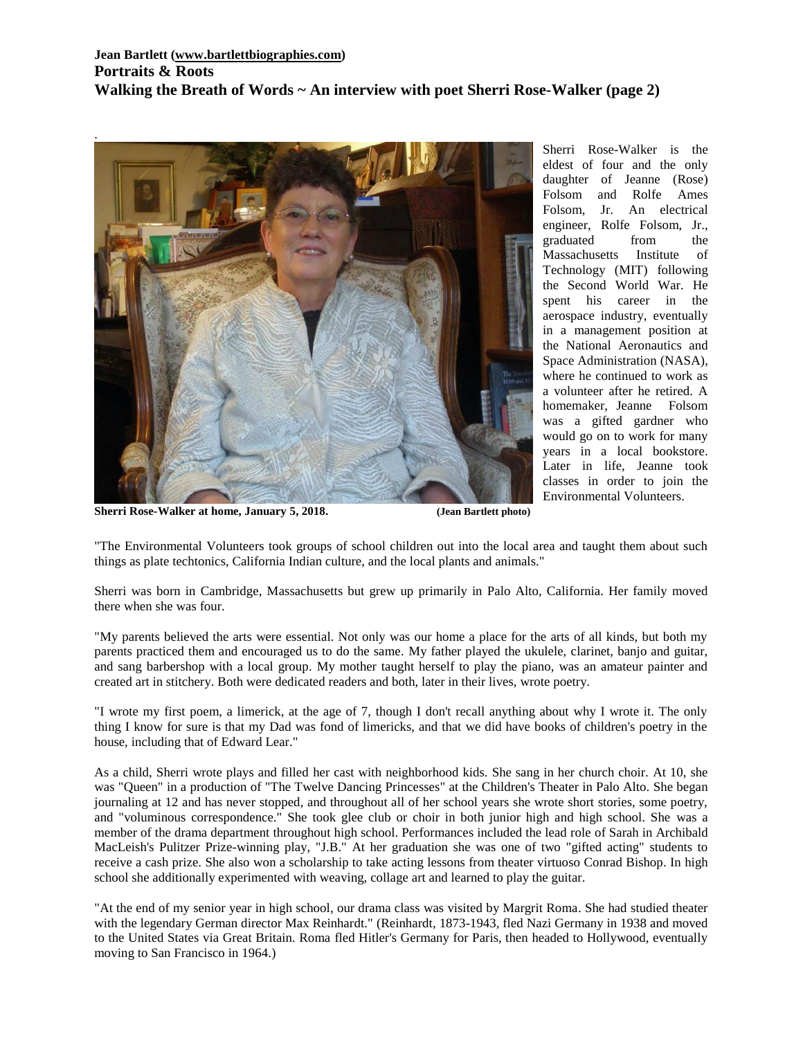**Jean Bartlett (www.bartlettbiographies.com)**
**Portraits & Roots**
**Walking the Breath of Words ~ An interview with poet Sherri Rose-Walker (page 2)**

**Sherri Rose-Walker at home, January 5, 2018.** **(Jean Bartlett photo)**

Sherri Rose-Walker is the eldest of four and the only daughter of Jeanne (Rose) Folsom and Rolfe Ames Folsom, Jr. An electrical engineer, Rolfe Folsom, Jr., graduated from the Massachusetts Institute of Technology (MIT) following the Second World War. He spent his career in the aerospace industry, eventually in a management position at the National Aeronautics and Space Administration (NASA), where he continued to work as a volunteer after he retired. A homemaker, Jeanne Folsom was a gifted gardner who would go on to work for many years in a local bookstore. Later in life, Jeanne took classes in order to join the Environmental Volunteers.

"The Environmental Volunteers took groups of school children out into the local area and taught them about such things as plate techtonics, California Indian culture, and the local plants and animals."

Sherri was born in Cambridge, Massachusetts but grew up primarily in Palo Alto, California. Her family moved there when she was four.

"My parents believed the arts were essential. Not only was our home a place for the arts of all kinds, but both my parents practiced them and encouraged us to do the same. My father played the ukulele, clarinet, banjo and guitar, and sang barbershop with a local group. My mother taught herself to play the piano, was an amateur painter and created art in stitchery. Both were dedicated readers and both, later in their lives, wrote poetry.

"I wrote my first poem, a limerick, at the age of 7, though I don't recall anything about why I wrote it. The only thing I know for sure is that my Dad was fond of limericks, and that we did have books of children's poetry in the house, including that of Edward Lear."

As a child, Sherri wrote plays and filled her cast with neighborhood kids. She sang in her church choir. At 10, she was "Queen" in a production of "The Twelve Dancing Princesses" at the Children's Theater in Palo Alto. She began journaling at 12 and has never stopped, and throughout all of her school years she wrote short stories, some poetry, and "voluminous correspondence." She took glee club or choir in both junior high and high school. She was a member of the drama department throughout high school. Performances included the lead role of Sarah in Archibald MacLeish's Pulitzer Prize-winning play, "J.B." At her graduation she was one of two "gifted acting" students to receive a cash prize. She also won a scholarship to take acting lessons from theater virtuoso Conrad Bishop. In high school she additionally experimented with weaving, collage art and learned to play the guitar.

"At the end of my senior year in high school, our drama class was visited by Margrit Roma. She had studied theater with the legendary German director Max Reinhardt." (Reinhardt, 1873-1943, fled Nazi Germany in 1938 and moved to the United States via Great Britain. Roma fled Hitler's Germany for Paris, then headed to Hollywood, eventually moving to San Francisco in 1964.)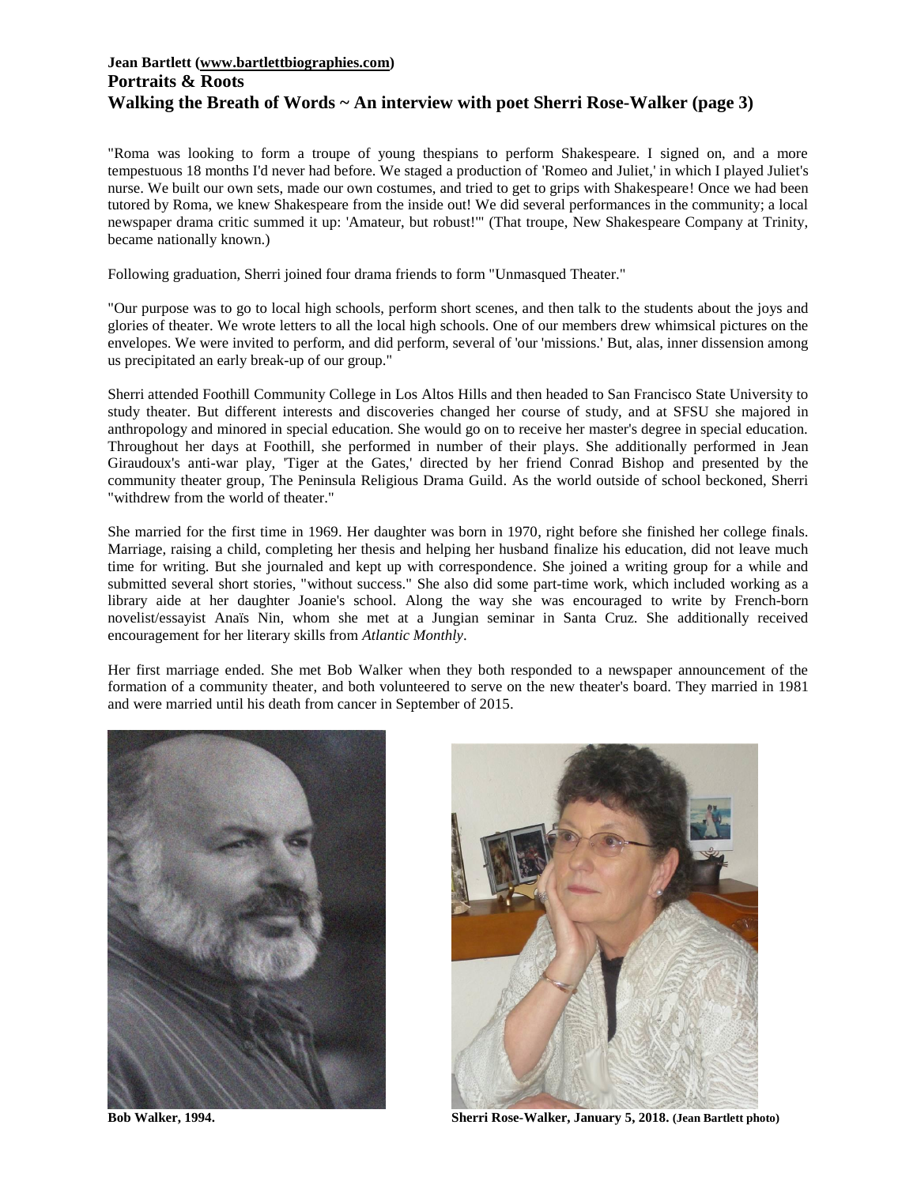"Roma was looking to form a troupe of young thespians to perform Shakespeare. I signed on, and a more tempestuous 18 months I'd never had before. We staged a production of 'Romeo and Juliet,' in which I played Juliet's nurse. We built our own sets, made our own costumes, and tried to get to grips with Shakespeare! Once we had been tutored by Roma, we knew Shakespeare from the inside out! We did several performances in the community; a local newspaper drama critic summed it up: 'Amateur, but robust!'" (That troupe, New Shakespeare Company at Trinity, became nationally known.)

Following graduation, Sherri joined four drama friends to form "Unmasqued Theater."

"Our purpose was to go to local high schools, perform short scenes, and then talk to the students about the joys and glories of theater. We wrote letters to all the local high schools. One of our members drew whimsical pictures on the envelopes. We were invited to perform, and did perform, several of 'our 'missions.' But, alas, inner dissension among us precipitated an early break-up of our group."

Sherri attended Foothill Community College in Los Altos Hills and then headed to San Francisco State University to study theater. But different interests and discoveries changed her course of study, and at SFSU she majored in anthropology and minored in special education. She would go on to receive her master's degree in special education. Throughout her days at Foothill, she performed in number of their plays. She additionally performed in Jean Giraudoux's anti-war play, 'Tiger at the Gates,' directed by her friend Conrad Bishop and presented by the community theater group, The Peninsula Religious Drama Guild. As the world outside of school beckoned, Sherri "withdrew from the world of theater."

She married for the first time in 1969. Her daughter was born in 1970, right before she finished her college finals. Marriage, raising a child, completing her thesis and helping her husband finalize his education, did not leave much time for writing. But she journaled and kept up with correspondence. She joined a writing group for a while and submitted several short stories, "without success." She also did some part-time work, which included working as a library aide at her daughter Joanie's school. Along the way she was encouraged to write by French-born novelist/essayist Anaïs Nin, whom she met at a Jungian seminar in Santa Cruz. She additionally received encouragement for her literary skills from *Atlantic Monthly*.

Her first marriage ended. She met Bob Walker when they both responded to a newspaper announcement of the formation of a community theater, and both volunteered to serve on the new theater's board. They married in 1981 and were married until his death from cancer in September of 2015.

**Bob Walker, 1994.**

**Sherri Rose-Walker, January 5, 2018. (Jean Bartlett photo)**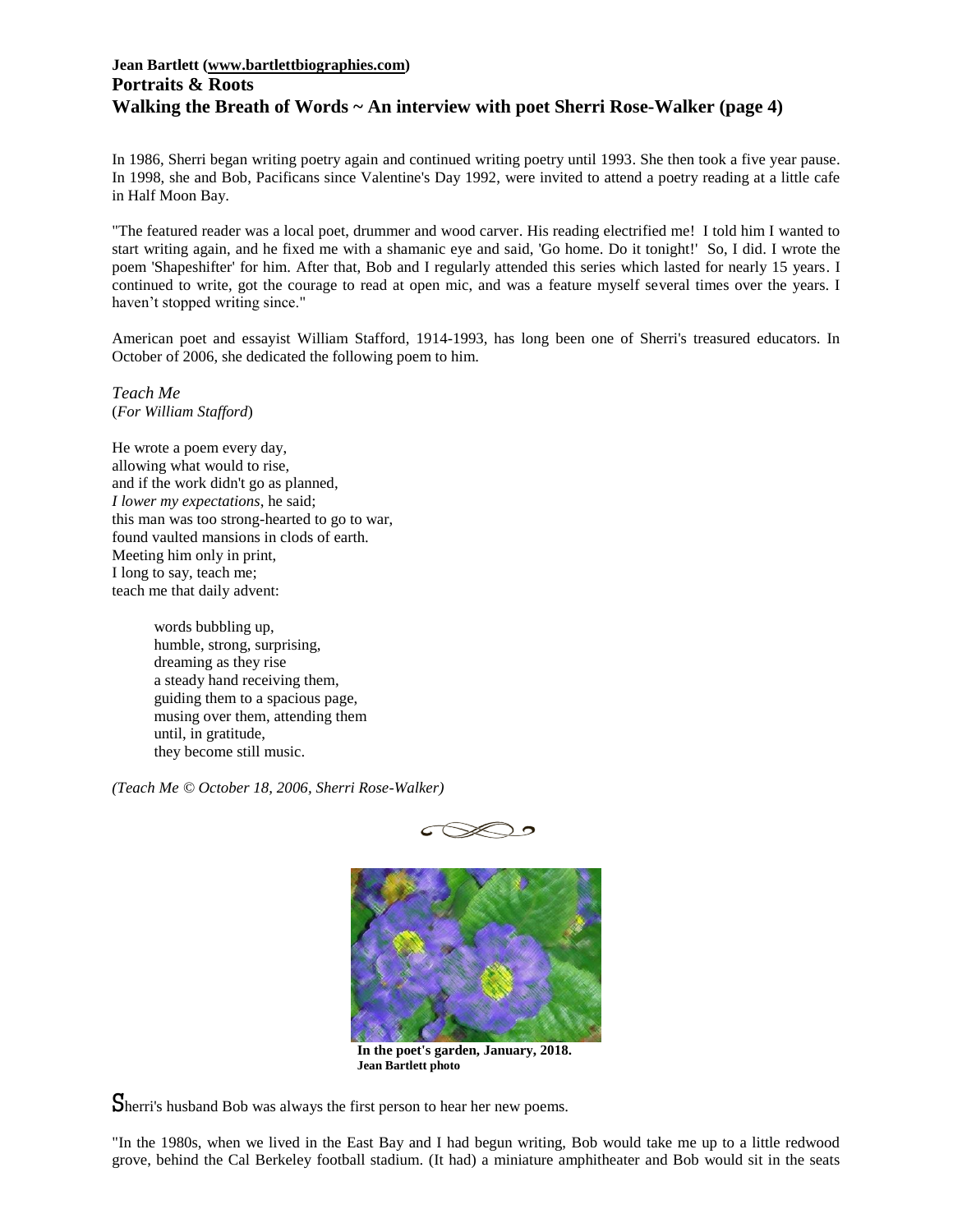In 1986, Sherri began writing poetry again and continued writing poetry until 1993. She then took a five year pause. In 1998, she and Bob, Pacificans since Valentine's Day 1992, were invited to attend a poetry reading at a little cafe in Half Moon Bay.

"The featured reader was a local poet, drummer and wood carver. His reading electrified me! I told him I wanted to start writing again, and he fixed me with a shamanic eye and said, 'Go home. Do it tonight!' So, I did. I wrote the poem 'Shapeshifter' for him. After that, Bob and I regularly attended this series which lasted for nearly 15 years. I continued to write, got the courage to read at open mic, and was a feature myself several times over the years. I haven't stopped writing since."

American poet and essayist William Stafford, 1914-1993, has long been one of Sherri's treasured educators. In October of 2006, she dedicated the following poem to him.

*Teach Me*
(*For William Stafford*)

He wrote a poem every day,
allowing what would to rise,
and if the work didn't go as planned,
*I lower my expectations*, he said;
this man was too strong-hearted to go to war,
found vaulted mansions in clods of earth.
Meeting him only in print,
I long to say, teach me;
teach me that daily advent:

> words bubbling up,
> humble, strong, surprising,
> dreaming as they rise
> a steady hand receiving them,
> guiding them to a spacious page,
> musing over them, attending them
> until, in gratitude,
> they become still music.

*(Teach Me © October 18, 2006, Sherri Rose-Walker)*

**In the poet's garden, January, 2018.**
**Jean Bartlett photo**

Sherri's husband Bob was always the first person to hear her new poems.

"In the 1980s, when we lived in the East Bay and I had begun writing, Bob would take me up to a little redwood grove, behind the Cal Berkeley football stadium. (It had) a miniature amphitheater and Bob would sit in the seats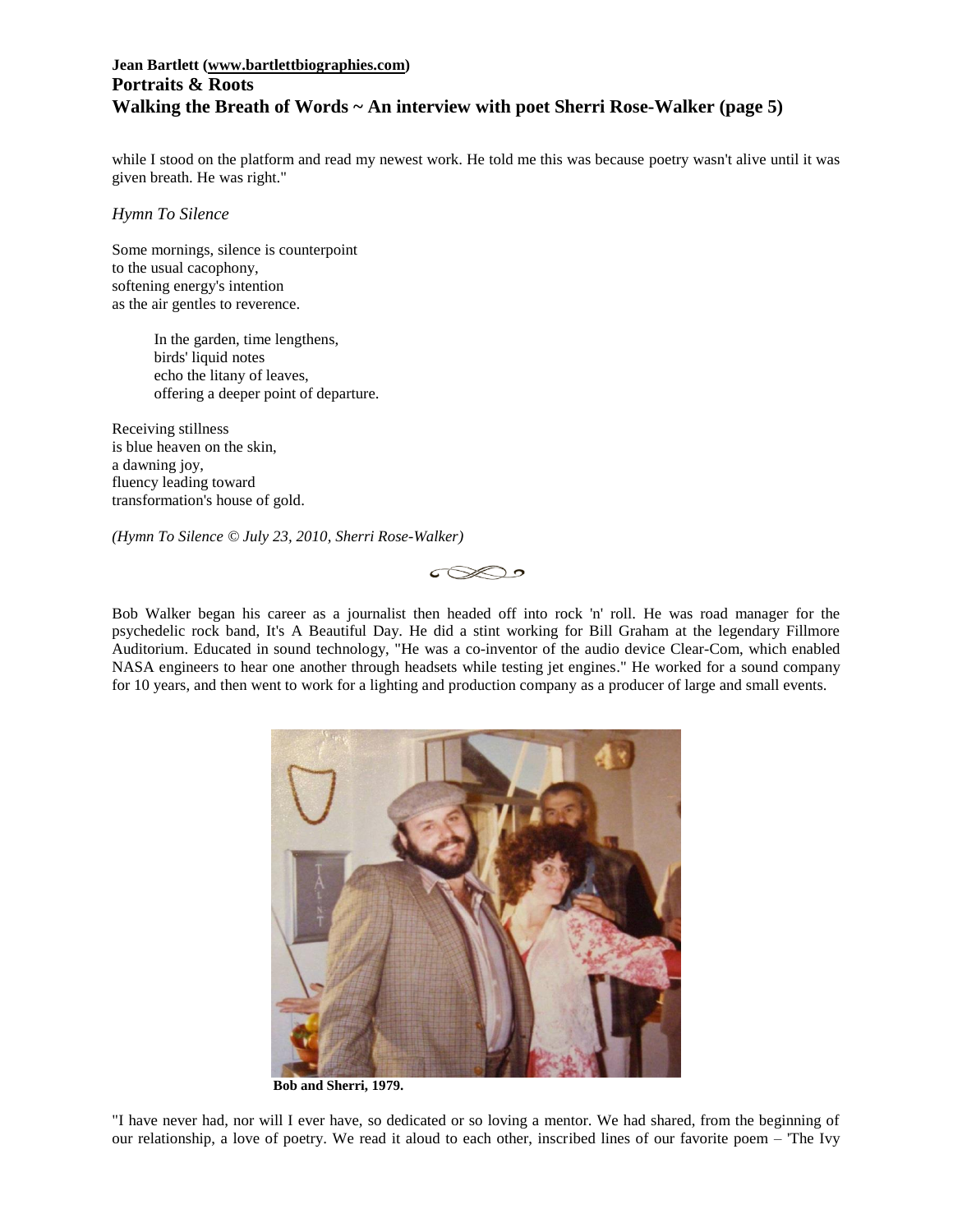while I stood on the platform and read my newest work. He told me this was because poetry wasn't alive until it was given breath. He was right."

*Hymn To Silence*

Some mornings, silence is counterpoint
to the usual cacophony,
softening energy's intention
as the air gentles to reverence.

> In the garden, time lengthens,
> birds' liquid notes
> echo the litany of leaves,
> offering a deeper point of departure.

Receiving stillness
is blue heaven on the skin,
a dawning joy,
fluency leading toward
transformation's house of gold.

*(Hymn To Silence © July 23, 2010, Sherri Rose-Walker)*

Bob Walker began his career as a journalist then headed off into rock 'n' roll. He was road manager for the psychedelic rock band, It's A Beautiful Day. He did a stint working for Bill Graham at the legendary Fillmore Auditorium. Educated in sound technology, "He was a co-inventor of the audio device Clear-Com, which enabled NASA engineers to hear one another through headsets while testing jet engines." He worked for a sound company for 10 years, and then went to work for a lighting and production company as a producer of large and small events.

**Bob and Sherri, 1979.**

"I have never had, nor will I ever have, so dedicated or so loving a mentor. We had shared, from the beginning of our relationship, a love of poetry. We read it aloud to each other, inscribed lines of our favorite poem – 'The Ivy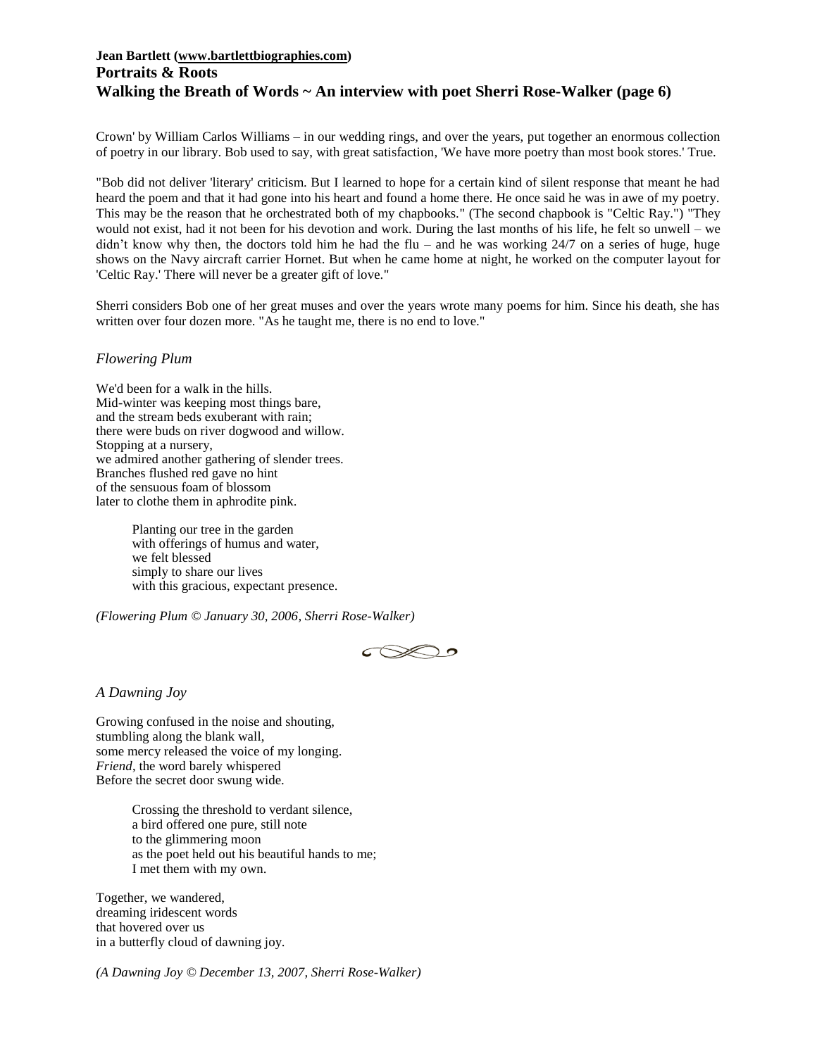Crown' by William Carlos Williams – in our wedding rings, and over the years, put together an enormous collection of poetry in our library. Bob used to say, with great satisfaction, 'We have more poetry than most book stores.' True.

"Bob did not deliver 'literary' criticism. But I learned to hope for a certain kind of silent response that meant he had heard the poem and that it had gone into his heart and found a home there. He once said he was in awe of my poetry. This may be the reason that he orchestrated both of my chapbooks." (The second chapbook is "Celtic Ray.") "They would not exist, had it not been for his devotion and work. During the last months of his life, he felt so unwell – we didn't know why then, the doctors told him he had the flu – and he was working 24/7 on a series of huge, huge shows on the Navy aircraft carrier Hornet. But when he came home at night, he worked on the computer layout for 'Celtic Ray.' There will never be a greater gift of love."

Sherri considers Bob one of her great muses and over the years wrote many poems for him. Since his death, she has written over four dozen more. "As he taught me, there is no end to love."

*Flowering Plum*

We'd been for a walk in the hills.
Mid-winter was keeping most things bare,
and the stream beds exuberant with rain;
there were buds on river dogwood and willow.
Stopping at a nursery,
we admired another gathering of slender trees.
Branches flushed red gave no hint
of the sensuous foam of blossom
later to clothe them in aphrodite pink.

> Planting our tree in the garden
> with offerings of humus and water,
> we felt blessed
> simply to share our lives
> with this gracious, expectant presence.

*(Flowering Plum © January 30, 2006, Sherri Rose-Walker)*

*A Dawning Joy*

Growing confused in the noise and shouting,
stumbling along the blank wall,
some mercy released the voice of my longing.
*Friend*, the word barely whispered
Before the secret door swung wide.

> Crossing the threshold to verdant silence,
> a bird offered one pure, still note
> to the glimmering moon
> as the poet held out his beautiful hands to me;
> I met them with my own.

Together, we wandered,
dreaming iridescent words
that hovered over us
in a butterfly cloud of dawning joy.

*(A Dawning Joy © December 13, 2007, Sherri Rose-Walker)*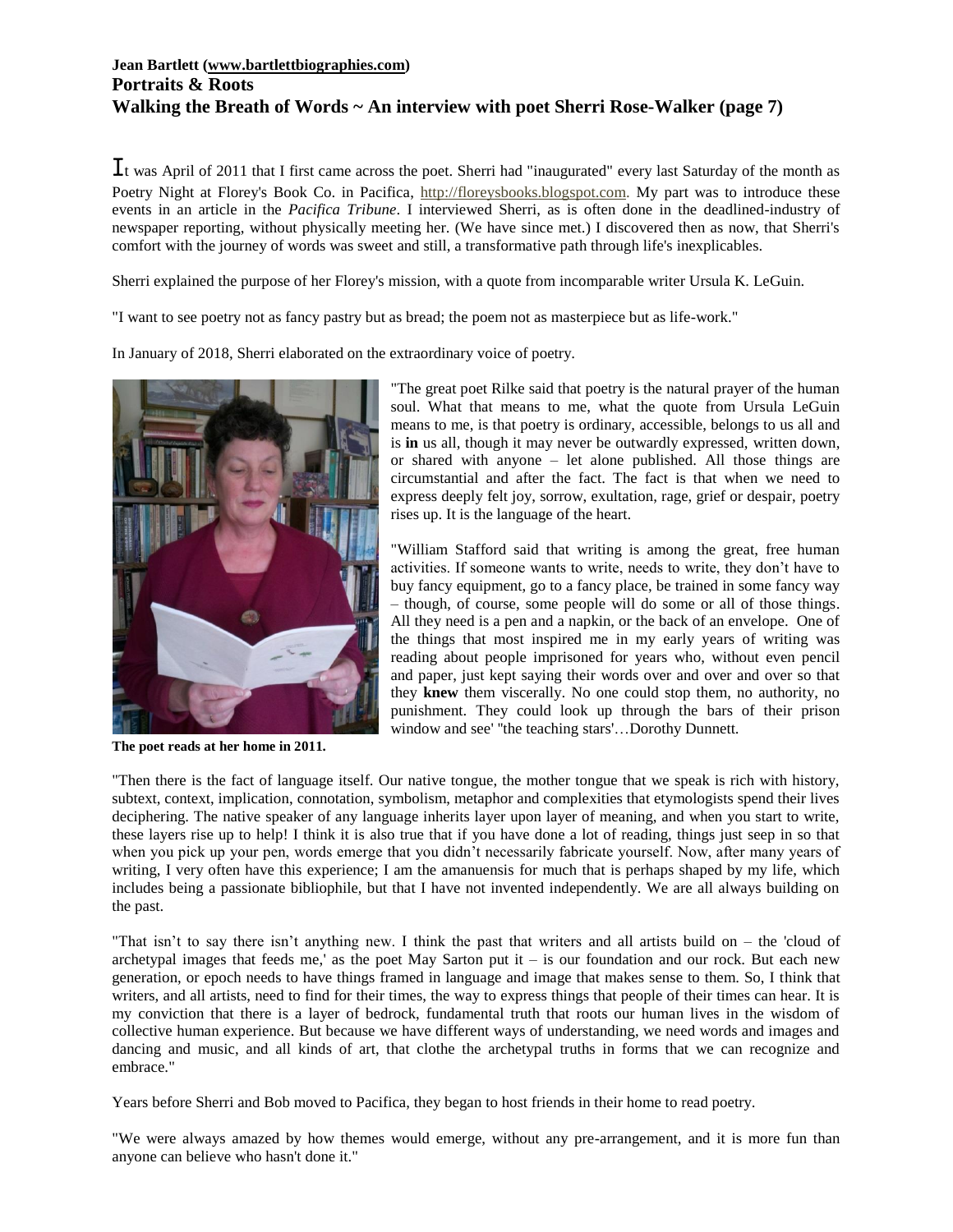**Jean Bartlett (www.bartlettbiographies.com)**
**Portraits & Roots**
**Walking the Breath of Words ~ An interview with poet Sherri Rose-Walker (page 7)**

It was April of 2011 that I first came across the poet. Sherri had "inaugurated" every last Saturday of the month as Poetry Night at Florey's Book Co. in Pacifica, http://floreysbooks.blogspot.com. My part was to introduce these events in an article in the *Pacifica Tribune*. I interviewed Sherri, as is often done in the deadlined-industry of newspaper reporting, without physically meeting her. (We have since met.) I discovered then as now, that Sherri's comfort with the journey of words was sweet and still, a transformative path through life's inexplicables.

Sherri explained the purpose of her Florey's mission, with a quote from incomparable writer Ursula K. LeGuin.

"I want to see poetry not as fancy pastry but as bread; the poem not as masterpiece but as life-work."

In January of 2018, Sherri elaborated on the extraordinary voice of poetry.

**The poet reads at her home in 2011.**

"The great poet Rilke said that poetry is the natural prayer of the human soul. What that means to me, what the quote from Ursula LeGuin means to me, is that poetry is ordinary, accessible, belongs to us all and is **in** us all, though it may never be outwardly expressed, written down, or shared with anyone – let alone published. All those things are circumstantial and after the fact. The fact is that when we need to express deeply felt joy, sorrow, exultation, rage, grief or despair, poetry rises up. It is the language of the heart.

"William Stafford said that writing is among the great, free human activities. If someone wants to write, needs to write, they don't have to buy fancy equipment, go to a fancy place, be trained in some fancy way – though, of course, some people will do some or all of those things. All they need is a pen and a napkin, or the back of an envelope. One of the things that most inspired me in my early years of writing was reading about people imprisoned for years who, without even pencil and paper, just kept saying their words over and over and over so that they **knew** them viscerally. No one could stop them, no authority, no punishment. They could look up through the bars of their prison window and see' ''the teaching stars'…Dorothy Dunnett.

"Then there is the fact of language itself. Our native tongue, the mother tongue that we speak is rich with history, subtext, context, implication, connotation, symbolism, metaphor and complexities that etymologists spend their lives deciphering. The native speaker of any language inherits layer upon layer of meaning, and when you start to write, these layers rise up to help! I think it is also true that if you have done a lot of reading, things just seep in so that when you pick up your pen, words emerge that you didn't necessarily fabricate yourself. Now, after many years of writing, I very often have this experience; I am the amanuensis for much that is perhaps shaped by my life, which includes being a passionate bibliophile, but that I have not invented independently. We are all always building on the past.

"That isn't to say there isn't anything new. I think the past that writers and all artists build on – the 'cloud of archetypal images that feeds me,' as the poet May Sarton put it – is our foundation and our rock. But each new generation, or epoch needs to have things framed in language and image that makes sense to them. So, I think that writers, and all artists, need to find for their times, the way to express things that people of their times can hear. It is my conviction that there is a layer of bedrock, fundamental truth that roots our human lives in the wisdom of collective human experience. But because we have different ways of understanding, we need words and images and dancing and music, and all kinds of art, that clothe the archetypal truths in forms that we can recognize and embrace."

Years before Sherri and Bob moved to Pacifica, they began to host friends in their home to read poetry.

"We were always amazed by how themes would emerge, without any pre-arrangement, and it is more fun than anyone can believe who hasn't done it."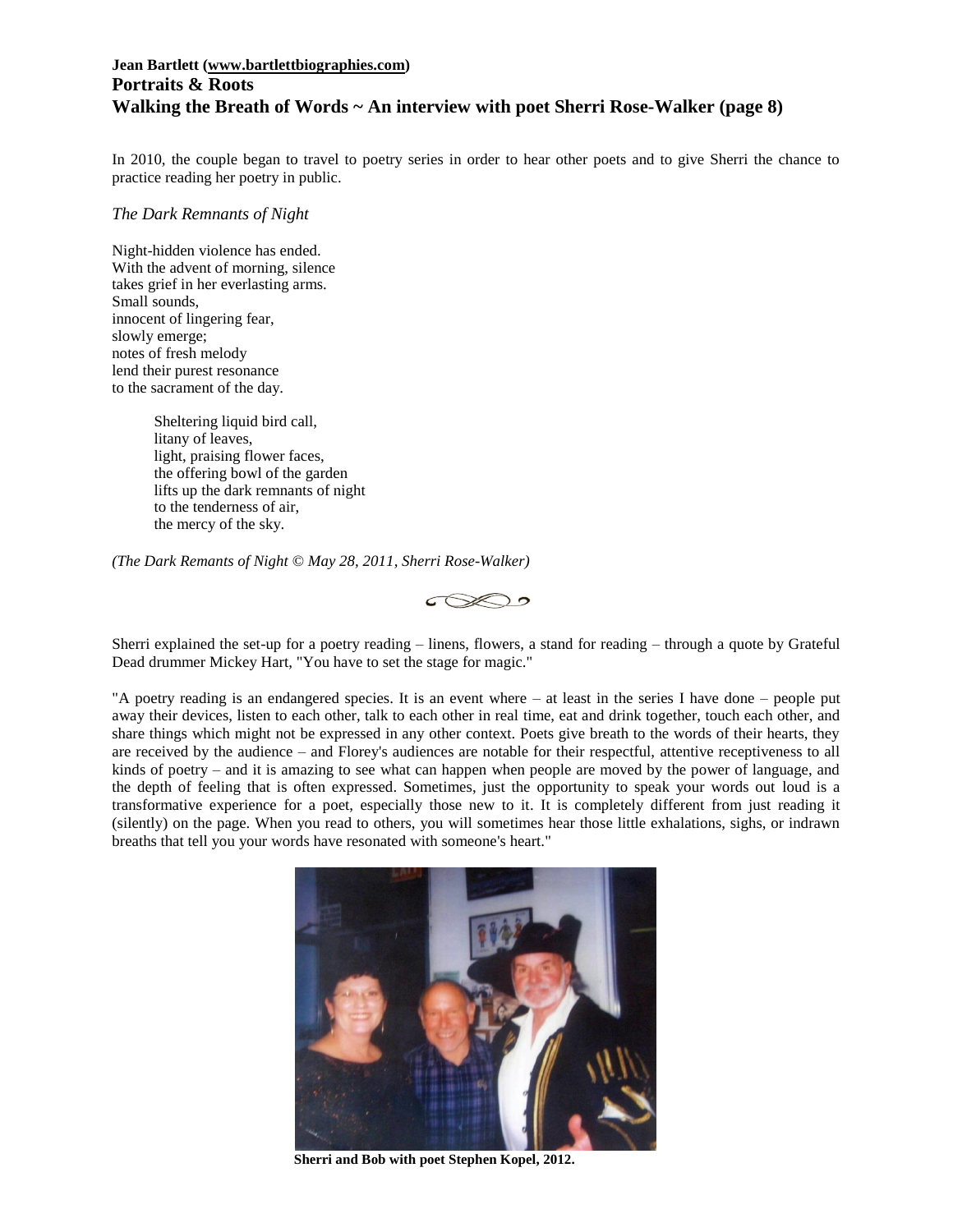In 2010, the couple began to travel to poetry series in order to hear other poets and to give Sherri the chance to practice reading her poetry in public.

*The Dark Remnants of Night*

Night-hidden violence has ended.
With the advent of morning, silence
takes grief in her everlasting arms.
Small sounds,
innocent of lingering fear,
slowly emerge;
notes of fresh melody
lend their purest resonance
to the sacrament of the day.

Sheltering liquid bird call,
litany of leaves,
light, praising flower faces,
the offering bowl of the garden
lifts up the dark remnants of night
to the tenderness of air,
the mercy of the sky.

*(The Dark Remants of Night © May 28, 2011, Sherri Rose-Walker)*

Sherri explained the set-up for a poetry reading – linens, flowers, a stand for reading – through a quote by Grateful Dead drummer Mickey Hart, "You have to set the stage for magic."

"A poetry reading is an endangered species. It is an event where – at least in the series I have done – people put away their devices, listen to each other, talk to each other in real time, eat and drink together, touch each other, and share things which might not be expressed in any other context. Poets give breath to the words of their hearts, they are received by the audience – and Florey's audiences are notable for their respectful, attentive receptiveness to all kinds of poetry – and it is amazing to see what can happen when people are moved by the power of language, and the depth of feeling that is often expressed. Sometimes, just the opportunity to speak your words out loud is a transformative experience for a poet, especially those new to it. It is completely different from just reading it (silently) on the page. When you read to others, you will sometimes hear those little exhalations, sighs, or indrawn breaths that tell you your words have resonated with someone's heart."

**Sherri and Bob with poet Stephen Kopel, 2012.**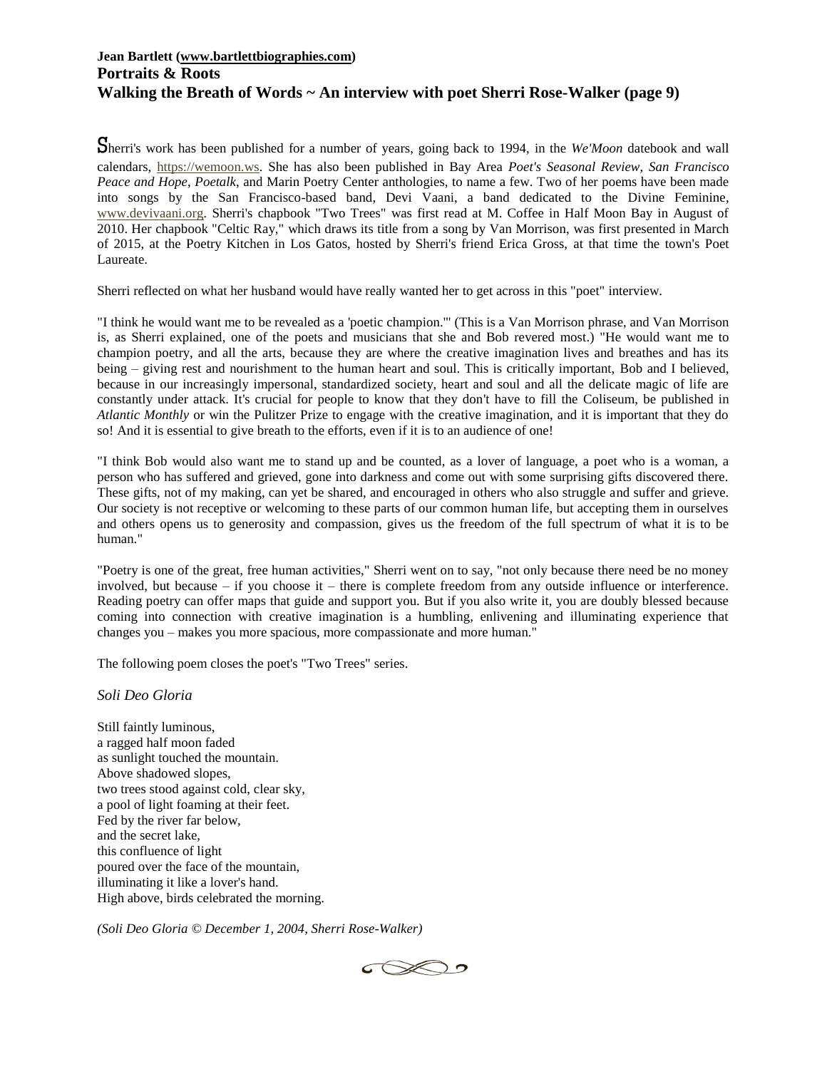Sherri's work has been published for a number of years, going back to 1994, in the *We'Moon* datebook and wall calendars, https://wemoon.ws. She has also been published in Bay Area *Poet's Seasonal Review*, *San Francisco Peace and Hope*, *Poetalk*, and Marin Poetry Center anthologies, to name a few. Two of her poems have been made into songs by the San Francisco-based band, Devi Vaani, a band dedicated to the Divine Feminine, www.devivaani.org. Sherri's chapbook "Two Trees" was first read at M. Coffee in Half Moon Bay in August of 2010. Her chapbook "Celtic Ray," which draws its title from a song by Van Morrison, was first presented in March of 2015, at the Poetry Kitchen in Los Gatos, hosted by Sherri's friend Erica Gross, at that time the town's Poet Laureate.

Sherri reflected on what her husband would have really wanted her to get across in this "poet" interview.

"I think he would want me to be revealed as a 'poetic champion.'" (This is a Van Morrison phrase, and Van Morrison is, as Sherri explained, one of the poets and musicians that she and Bob revered most.) "He would want me to champion poetry, and all the arts, because they are where the creative imagination lives and breathes and has its being – giving rest and nourishment to the human heart and soul. This is critically important, Bob and I believed, because in our increasingly impersonal, standardized society, heart and soul and all the delicate magic of life are constantly under attack. It's crucial for people to know that they don't have to fill the Coliseum, be published in *Atlantic Monthly* or win the Pulitzer Prize to engage with the creative imagination, and it is important that they do so! And it is essential to give breath to the efforts, even if it is to an audience of one!

"I think Bob would also want me to stand up and be counted, as a lover of language, a poet who is a woman, a person who has suffered and grieved, gone into darkness and come out with some surprising gifts discovered there. These gifts, not of my making, can yet be shared, and encouraged in others who also struggle and suffer and grieve. Our society is not receptive or welcoming to these parts of our common human life, but accepting them in ourselves and others opens us to generosity and compassion, gives us the freedom of the full spectrum of what it is to be human."

"Poetry is one of the great, free human activities," Sherri went on to say, "not only because there need be no money involved, but because – if you choose it – there is complete freedom from any outside influence or interference. Reading poetry can offer maps that guide and support you. But if you also write it, you are doubly blessed because coming into connection with creative imagination is a humbling, enlivening and illuminating experience that changes you – makes you more spacious, more compassionate and more human."

The following poem closes the poet's "Two Trees" series.

*Soli Deo Gloria*

Still faintly luminous,
a ragged half moon faded
as sunlight touched the mountain.
Above shadowed slopes,
two trees stood against cold, clear sky,
a pool of light foaming at their feet.
Fed by the river far below,
and the secret lake,
this confluence of light
poured over the face of the mountain,
illuminating it like a lover's hand.
High above, birds celebrated the morning.

*(Soli Deo Gloria © December 1, 2004, Sherri Rose-Walker)*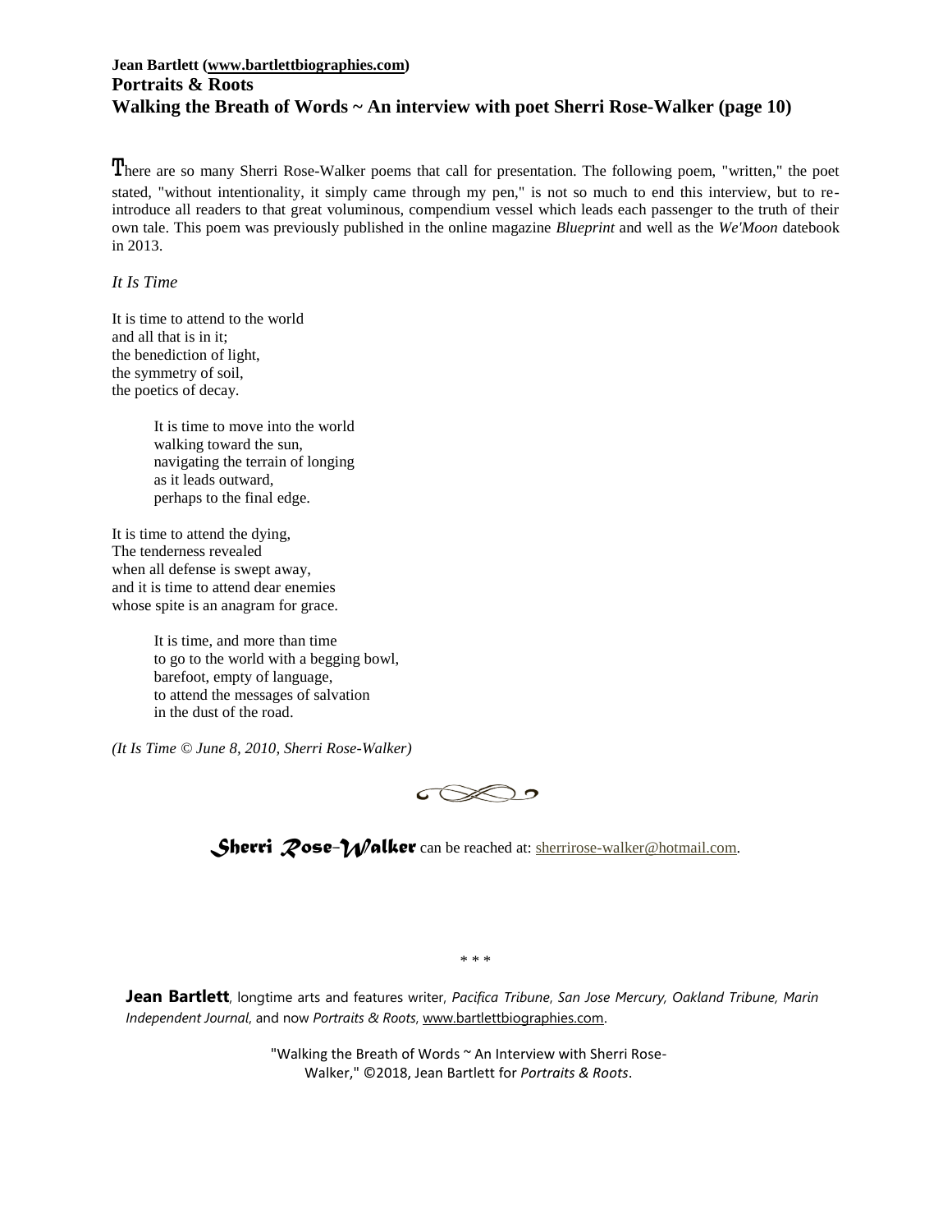There are so many Sherri Rose-Walker poems that call for presentation. The following poem, "written," the poet stated, "without intentionality, it simply came through my pen," is not so much to end this interview, but to re-introduce all readers to that great voluminous, compendium vessel which leads each passenger to the truth of their own tale. This poem was previously published in the online magazine *Blueprint* and well as the *We'Moon* datebook in 2013.

*It Is Time*

It is time to attend to the world  
and all that is in it;  
the benediction of light,  
the symmetry of soil,  
the poetics of decay.

> It is time to move into the world  
> walking toward the sun,  
> navigating the terrain of longing  
> as it leads outward,  
> perhaps to the final edge.

It is time to attend the dying,  
The tenderness revealed  
when all defense is swept away,  
and it is time to attend dear enemies  
whose spite is an anagram for grace.

> It is time, and more than time  
> to go to the world with a begging bowl,  
> barefoot, empty of language,  
> to attend the messages of salvation  
> in the dust of the road.

*(It Is Time © June 8, 2010, Sherri Rose-Walker)*

***Sherri Rose-Walker*** can be reached at: sherrirose-walker@hotmail.com.

\* \* \*

**Jean Bartlett**, longtime arts and features writer, *Pacifica Tribune*, *San Jose Mercury, Oakland Tribune, Marin Independent Journal*, and now *Portraits & Roots*, www.bartlettbiographies.com.

"Walking the Breath of Words ~ An Interview with Sherri Rose-Walker," ©2018, Jean Bartlett for *Portraits & Roots*.